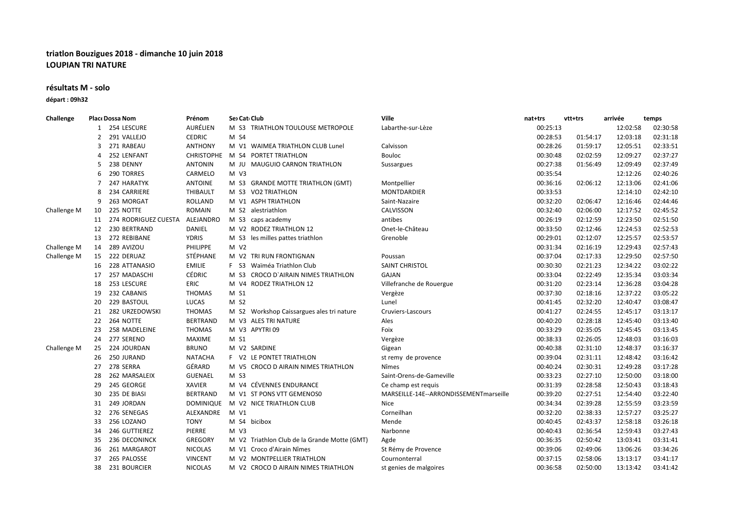**triatlon Bouzigues 2018 - dimanche 10 juin 2018**
**LOUPIAN TRI NATURE**

**résultats M - solo**

**départ : 09h32**

| Challenge | Place | Dossard | Nom | Prénom | Sexe | Caté | Club | Ville | nat+trs | vtt+trs | arrivée | temps |
|---|---|---|---|---|---|---|---|---|---|---|---|---|
| | 1 | 254 | LESCURE | AURÉLIEN | M | S3 | TRIATHLON TOULOUSE METROPOLE | Labarthe-sur-Lèze | 00:25:13 | | 12:02:58 | 02:30:58 |
| | 2 | 291 | VALLEJO | CEDRIC | M | S4 | | | 00:28:53 | 01:54:17 | 12:03:18 | 02:31:18 |
| | 3 | 271 | RABEAU | ANTHONY | M | V1 | WAIMEA TRIATHLON CLUB Lunel | Calvisson | 00:28:26 | 01:59:17 | 12:05:51 | 02:33:51 |
| | 4 | 252 | LENFANT | CHRISTOPHE | M | S4 | PORTET TRIATHLON | Bouloc | 00:30:48 | 02:02:59 | 12:09:27 | 02:37:27 |
| | 5 | 238 | DENNY | ANTONIN | M | JU | MAUGUIO CARNON TRIATHLON | Sussargues | 00:27:38 | 01:56:49 | 12:09:49 | 02:37:49 |
| | 6 | 290 | TORRES | CARMELO | M | V3 | | | 00:35:54 | | 12:12:26 | 02:40:26 |
| | 7 | 247 | HARATYK | ANTOINE | M | S3 | GRANDE MOTTE TRIATHLON (GMT) | Montpellier | 00:36:16 | 02:06:12 | 12:13:06 | 02:41:06 |
| | 8 | 234 | CARRIERE | THIBAULT | M | S3 | VO2 TRIATHLON | MONTARDIER | 00:33:53 | | 12:14:10 | 02:42:10 |
| | 9 | 263 | MORGAT | ROLLAND | M | V1 | ASPH TRIATHLON | Saint-Nazaire | 00:32:20 | 02:06:47 | 12:16:46 | 02:44:46 |
| Challenge M | 10 | 225 | NOTTE | ROMAIN | M | S2 | alestriathlon | CALVISSON | 00:32:40 | 02:06:00 | 12:17:52 | 02:45:52 |
| | 11 | 274 | RODRIGUEZ CUESTA | ALEJANDRO | M | S3 | caps academy | antibes | 00:26:19 | 02:12:59 | 12:23:50 | 02:51:50 |
| | 12 | 230 | BERTRAND | DANIEL | M | V2 | RODEZ TRIATHLON 12 | Onet-le-Château | 00:33:50 | 02:12:46 | 12:24:53 | 02:52:53 |
| | 13 | 272 | REBIBANE | YDRIS | M | S3 | les milles pattes triathlon | Grenoble | 00:29:01 | 02:12:07 | 12:25:57 | 02:53:57 |
| Challenge M | 14 | 289 | AVIZOU | PHILIPPE | M | V2 | | | 00:31:34 | 02:16:19 | 12:29:43 | 02:57:43 |
| Challenge M | 15 | 222 | DERUAZ | STÉPHANE | M | V2 | TRI RUN FRONTIGNAN | Poussan | 00:37:04 | 02:17:33 | 12:29:50 | 02:57:50 |
| | 16 | 228 | ATTANASIO | EMILIE | F | S3 | Waïméa Triathlon Club | SAINT CHRISTOL | 00:30:30 | 02:21:23 | 12:34:22 | 03:02:22 |
| | 17 | 257 | MADASCHI | CÉDRIC | M | S3 | CROCO D`AIRAIN NIMES TRIATHLON | GAJAN | 00:33:04 | 02:22:49 | 12:35:34 | 03:03:34 |
| | 18 | 253 | LESCURE | ERIC | M | V4 | RODEZ TRIATHLON 12 | Villefranche de Rouergue | 00:31:20 | 02:23:14 | 12:36:28 | 03:04:28 |
| | 19 | 232 | CABANIS | THOMAS | M | S1 | | Vergèze | 00:37:30 | 02:18:16 | 12:37:22 | 03:05:22 |
| | 20 | 229 | BASTOUL | LUCAS | M | S2 | | Lunel | 00:41:45 | 02:32:20 | 12:40:47 | 03:08:47 |
| | 21 | 282 | URZEDOWSKI | THOMAS | M | S2 | Workshop Caissargues ales tri nature | Cruviers-Lascours | 00:41:27 | 02:24:55 | 12:45:17 | 03:13:17 |
| | 22 | 264 | NOTTE | BERTRAND | M | V3 | ALES TRI NATURE | Ales | 00:40:20 | 02:28:18 | 12:45:40 | 03:13:40 |
| | 23 | 258 | MADELEINE | THOMAS | M | V3 | APYTRI 09 | Foix | 00:33:29 | 02:35:05 | 12:45:45 | 03:13:45 |
| | 24 | 277 | SERENO | MAXIME | M | S1 | | Vergèze | 00:38:33 | 02:26:05 | 12:48:03 | 03:16:03 |
| Challenge M | 25 | 224 | JOURDAN | BRUNO | M | V2 | SARDINE | Gigean | 00:40:38 | 02:31:10 | 12:48:37 | 03:16:37 |
| | 26 | 250 | JURAND | NATACHA | F | V2 | LE PONTET TRIATHLON | st remy de provence | 00:39:04 | 02:31:11 | 12:48:42 | 03:16:42 |
| | 27 | 278 | SERRA | GÉRARD | M | V5 | CROCO D AIRAIN NIMES TRIATHLON | Nîmes | 00:40:24 | 02:30:31 | 12:49:28 | 03:17:28 |
| | 28 | 262 | MARSALEIX | GUENAEL | M | S3 | | Saint-Orens-de-Gameville | 00:33:23 | 02:27:10 | 12:50:00 | 03:18:00 |
| | 29 | 245 | GEORGE | XAVIER | M | V4 | CÉVENNES ENDURANCE | Ce champ est requis | 00:31:39 | 02:28:58 | 12:50:43 | 03:18:43 |
| | 30 | 235 | DE BIASI | BERTRAND | M | V1 | ST PONS VTT GEMENOS0 | MARSEILLE-14E--ARRONDISSEMENTmarseille | 00:39:20 | 02:27:51 | 12:54:40 | 03:22:40 |
| | 31 | 249 | JORDAN | DOMINIQUE | M | V2 | NICE TRIATHLON CLUB | Nice | 00:34:34 | 02:39:28 | 12:55:59 | 03:23:59 |
| | 32 | 276 | SENEGAS | ALEXANDRE | M | V1 | | Corneilhan | 00:32:20 | 02:38:33 | 12:57:27 | 03:25:27 |
| | 33 | 256 | LOZANO | TONY | M | S4 | bicibox | Mende | 00:40:45 | 02:43:37 | 12:58:18 | 03:26:18 |
| | 34 | 246 | GUTTIERREZ | PIERRE | M | V3 | | Narbonne | 00:40:43 | 02:36:54 | 12:59:43 | 03:27:43 |
| | 35 | 236 | DECONINCK | GREGORY | M | V2 | Triathlon Club de la Grande Motte (GMT) | Agde | 00:36:35 | 02:50:42 | 13:03:41 | 03:31:41 |
| | 36 | 261 | MARGAROT | NICOLAS | M | V1 | Croco d'Airain Nîmes | St Rémy de Provence | 00:39:06 | 02:49:06 | 13:06:26 | 03:34:26 |
| | 37 | 265 | PALOSSE | VINCENT | M | V2 | MONTPELLIER TRIATHLON | Cournonterral | 00:37:15 | 02:58:06 | 13:13:17 | 03:41:17 |
| | 38 | 231 | BOURCIER | NICOLAS | M | V2 | CROCO D AIRAIN NIMES TRIATHLON | st genies de malgoires | 00:36:58 | 02:50:00 | 13:13:42 | 03:41:42 |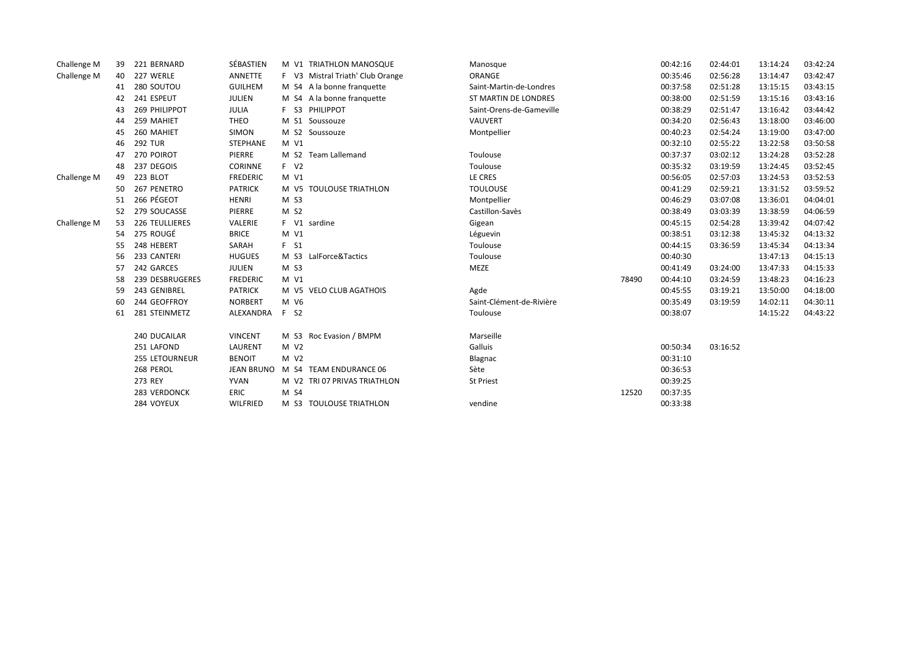| | | | | | | | | | | | | | | |
|---|---|---|---|---|---|---|---|---|---|---|---|---|---|---|
| Challenge M | 39 | 221 | BERNARD | SÉBASTIEN | M | V1 | TRIATHLON MANOSQUE | Manosque | | 00:42:16 | 02:44:01 | 13:14:24 | 03:42:24 |
| Challenge M | 40 | 227 | WERLE | ANNETTE | F | V3 | Mistral Triath' Club Orange | ORANGE | | 00:35:46 | 02:56:28 | 13:14:47 | 03:42:47 |
| | 41 | 280 | SOUTOU | GUILHEM | M | S4 | A la bonne franquette | Saint-Martin-de-Londres | | 00:37:58 | 02:51:28 | 13:15:15 | 03:43:15 |
| | 42 | 241 | ESPEUT | JULIEN | M | S4 | A la bonne franquette | ST MARTIN DE LONDRES | | 00:38:00 | 02:51:59 | 13:15:16 | 03:43:16 |
| | 43 | 269 | PHILIPPOT | JULIA | F | S3 | PHILIPPOT | Saint-Orens-de-Gameville | | 00:38:29 | 02:51:47 | 13:16:42 | 03:44:42 |
| | 44 | 259 | MAHIET | THEO | M | S1 | Soussouze | VAUVERT | | 00:34:20 | 02:56:43 | 13:18:00 | 03:46:00 |
| | 45 | 260 | MAHIET | SIMON | M | S2 | Soussouze | Montpellier | | 00:40:23 | 02:54:24 | 13:19:00 | 03:47:00 |
| | 46 | 292 | TUR | STEPHANE | M | V1 | | | | 00:32:10 | 02:55:22 | 13:22:58 | 03:50:58 |
| | 47 | 270 | POIROT | PIERRE | M | S2 | Team Lallemand | Toulouse | | 00:37:37 | 03:02:12 | 13:24:28 | 03:52:28 |
| | 48 | 237 | DEGOIS | CORINNE | F | V2 | | Toulouse | | 00:35:32 | 03:19:59 | 13:24:45 | 03:52:45 |
| Challenge M | 49 | 223 | BLOT | FREDERIC | M | V1 | | LE CRES | | 00:56:05 | 02:57:03 | 13:24:53 | 03:52:53 |
| | 50 | 267 | PENETRO | PATRICK | M | V5 | TOULOUSE TRIATHLON | TOULOUSE | | 00:41:29 | 02:59:21 | 13:31:52 | 03:59:52 |
| | 51 | 266 | PÉGEOT | HENRI | M | S3 | | Montpellier | | 00:46:29 | 03:07:08 | 13:36:01 | 04:04:01 |
| | 52 | 279 | SOUCASSE | PIERRE | M | S2 | | Castillon-Savès | | 00:38:49 | 03:03:39 | 13:38:59 | 04:06:59 |
| Challenge M | 53 | 226 | TEULLIERES | VALERIE | F | V1 | sardine | Gigean | | 00:45:15 | 02:54:28 | 13:39:42 | 04:07:42 |
| | 54 | 275 | ROUGÉ | BRICE | M | V1 | | Léguevin | | 00:38:51 | 03:12:38 | 13:45:32 | 04:13:32 |
| | 55 | 248 | HEBERT | SARAH | F | S1 | | Toulouse | | 00:44:15 | 03:36:59 | 13:45:34 | 04:13:34 |
| | 56 | 233 | CANTERI | HUGUES | M | S3 | LalForce&Tactics | Toulouse | | 00:40:30 | | 13:47:13 | 04:15:13 |
| | 57 | 242 | GARCES | JULIEN | M | S3 | | MEZE | | 00:41:49 | 03:24:00 | 13:47:33 | 04:15:33 |
| | 58 | 239 | DESBRUGERES | FREDERIC | M | V1 | | | 78490 | 00:44:10 | 03:24:59 | 13:48:23 | 04:16:23 |
| | 59 | 243 | GENIBREL | PATRICK | M | V5 | VELO CLUB AGATHOIS | Agde | | 00:45:55 | 03:19:21 | 13:50:00 | 04:18:00 |
| | 60 | 244 | GEOFFROY | NORBERT | M | V6 | | Saint-Clément-de-Rivière | | 00:35:49 | 03:19:59 | 14:02:11 | 04:30:11 |
| | 61 | 281 | STEINMETZ | ALEXANDRA | F | S2 | | Toulouse | | 00:38:07 | | 14:15:22 | 04:43:22 |
| | | 240 | DUCAILAR | VINCENT | M | S3 | Roc Evasion / BMPM | Marseille | | | | | |
| | | 251 | LAFOND | LAURENT | M | V2 | | Galluis | | 00:50:34 | 03:16:52 | | |
| | | 255 | LETOURNEUR | BENOIT | M | V2 | | Blagnac | | 00:31:10 | | | |
| | | 268 | PEROL | JEAN BRUNO | M | S4 | TEAM ENDURANCE 06 | Sète | | 00:36:53 | | | |
| | | 273 | REY | YVAN | M | V2 | TRI 07 PRIVAS TRIATHLON | St Priest | | 00:39:25 | | | |
| | | 283 | VERDONCK | ERIC | M | S4 | | | 12520 | 00:37:35 | | | |
| | | 284 | VOYEUX | WILFRIED | M | S3 | TOULOUSE TRIATHLON | vendine | | 00:33:38 | | | |